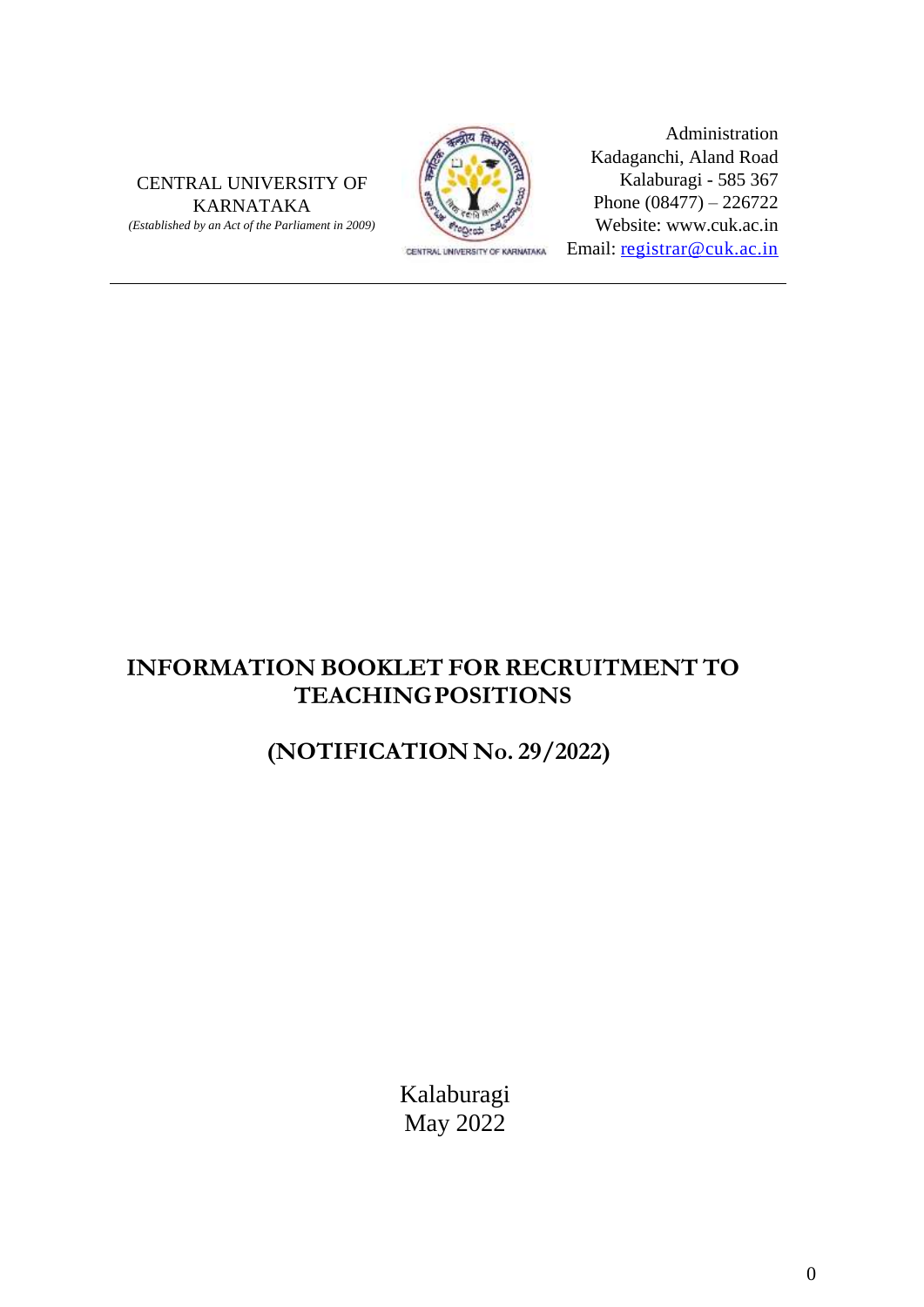CENTRAL UNIVERSITY OF KARNATAKA
*(Established by an Act of the Parliament in 2009)*

CENTRAL UNIVERSITY OF KARNATAKA

Administration
Kadaganchi, Aland Road
Kalaburagi - 585 367
Phone (08477) – 226722
Website: www.cuk.ac.in
Email: registrar@cuk.ac.in

---

# INFORMATION BOOKLET FOR RECRUITMENT TO TEACHING POSITIONS

## (NOTIFICATION No. 29/2022)

Kalaburagi
May 2022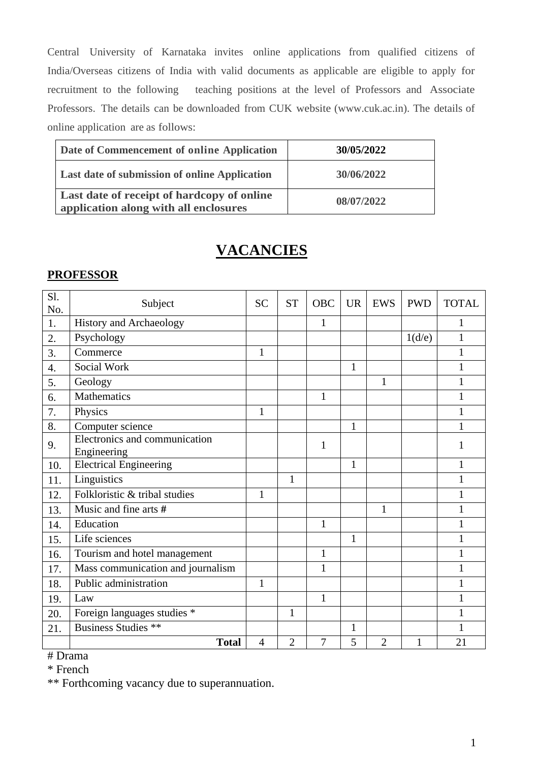Central University of Karnataka invites online applications from qualified citizens of India/Overseas citizens of India with valid documents as applicable are eligible to apply for recruitment to the following teaching positions at the level of Professors and Associate Professors. The details can be downloaded from CUK website (www.cuk.ac.in). The details of online application are as follows:

| **Date of Commencement of online Application** | **30/05/2022** |
|---|---|
| **Last date of submission of online Application** | **30/06/2022** |
| **Last date of receipt of hardcopy of online application along with all enclosures** | **08/07/2022** |

# VACANCIES

## PROFESSOR

| Sl. No. | Subject | SC | ST | OBC | UR | EWS | PWD | TOTAL |
|---|---|---|---|---|---|---|---|---|
| 1. | History and Archaeology | | | 1 | | | | 1 |
| 2. | Psychology | | | | | | 1(d/e) | 1 |
| 3. | Commerce | 1 | | | | | | 1 |
| 4. | Social Work | | | | 1 | | | 1 |
| 5. | Geology | | | | | 1 | | 1 |
| 6. | Mathematics | | | 1 | | | | 1 |
| 7. | Physics | 1 | | | | | | 1 |
| 8. | Computer science | | | | 1 | | | 1 |
| 9. | Electronics and communication Engineering | | | 1 | | | | 1 |
| 10. | Electrical Engineering | | | | 1 | | | 1 |
| 11. | Linguistics | | 1 | | | | | 1 |
| 12. | Folkloristic & tribal studies | 1 | | | | | | 1 |
| 13. | Music and fine arts **#** | | | | | 1 | | 1 |
| 14. | Education | | | 1 | | | | 1 |
| 15. | Life sciences | | | | 1 | | | 1 |
| 16. | Tourism and hotel management | | | 1 | | | | 1 |
| 17. | Mass communication and journalism | | | 1 | | | | 1 |
| 18. | Public administration | 1 | | | | | | 1 |
| 19. | Law | | | 1 | | | | 1 |
| 20. | Foreign languages studies * | | 1 | | | | | 1 |
| 21. | Business Studies ** | | | | 1 | | | 1 |
| | **Total** | 4 | 2 | 7 | 5 | 2 | 1 | 21 |

# Drama

* French

** Forthcoming vacancy due to superannuation.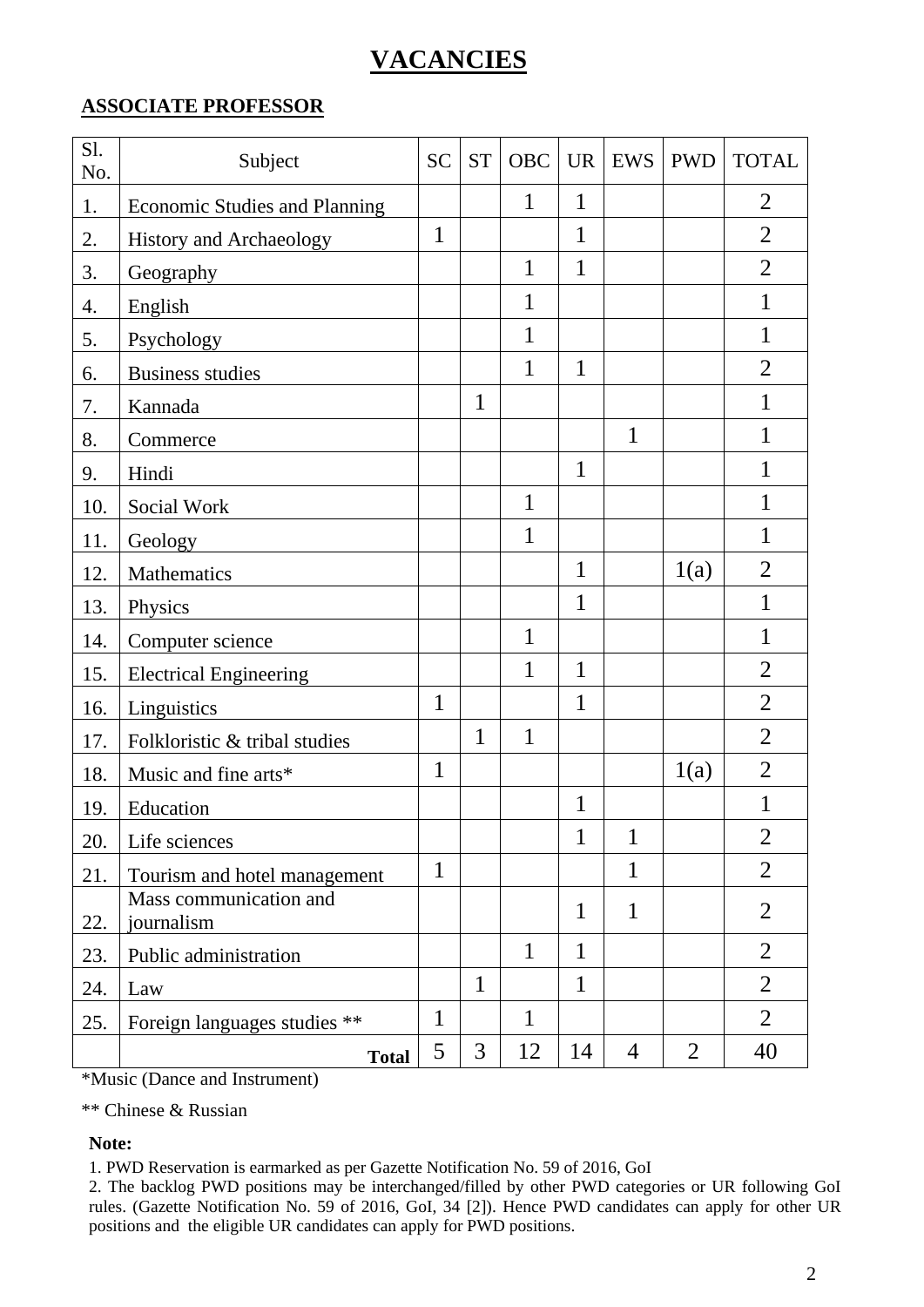# VACANCIES

## ASSOCIATE PROFESSOR

| Sl. No. | Subject | SC | ST | OBC | UR | EWS | PWD | TOTAL |
|---|---|---|---|---|---|---|---|---|
| 1. | Economic Studies and Planning | | | 1 | 1 | | | 2 |
| 2. | History and Archaeology | 1 | | | 1 | | | 2 |
| 3. | Geography | | | 1 | 1 | | | 2 |
| 4. | English | | | 1 | | | | 1 |
| 5. | Psychology | | | 1 | | | | 1 |
| 6. | Business studies | | | 1 | 1 | | | 2 |
| 7. | Kannada | | 1 | | | | | 1 |
| 8. | Commerce | | | | | 1 | | 1 |
| 9. | Hindi | | | | 1 | | | 1 |
| 10. | Social Work | | | 1 | | | | 1 |
| 11. | Geology | | | 1 | | | | 1 |
| 12. | Mathematics | | | | 1 | | 1(a) | 2 |
| 13. | Physics | | | | 1 | | | 1 |
| 14. | Computer science | | | 1 | | | | 1 |
| 15. | Electrical Engineering | | | 1 | 1 | | | 2 |
| 16. | Linguistics | 1 | | | 1 | | | 2 |
| 17. | Folkloristic & tribal studies | | 1 | 1 | | | | 2 |
| 18. | Music and fine arts* | 1 | | | | | 1(a) | 2 |
| 19. | Education | | | | 1 | | | 1 |
| 20. | Life sciences | | | | 1 | 1 | | 2 |
| 21. | Tourism and hotel management | 1 | | | | 1 | | 2 |
| 22. | Mass communication and journalism | | | | 1 | 1 | | 2 |
| 23. | Public administration | | | 1 | 1 | | | 2 |
| 24. | Law | | 1 | | 1 | | | 2 |
| 25. | Foreign languages studies ** | 1 | | 1 | | | | 2 |
| | **Total** | 5 | 3 | 12 | 14 | 4 | 2 | 40 |

*Music (Dance and Instrument)

** Chinese & Russian

**Note:**

1. PWD Reservation is earmarked as per Gazette Notification No. 59 of 2016, GoI
2. The backlog PWD positions may be interchanged/filled by other PWD categories or UR following GoI rules. (Gazette Notification No. 59 of 2016, GoI, 34 [2]). Hence PWD candidates can apply for other UR positions and the eligible UR candidates can apply for PWD positions.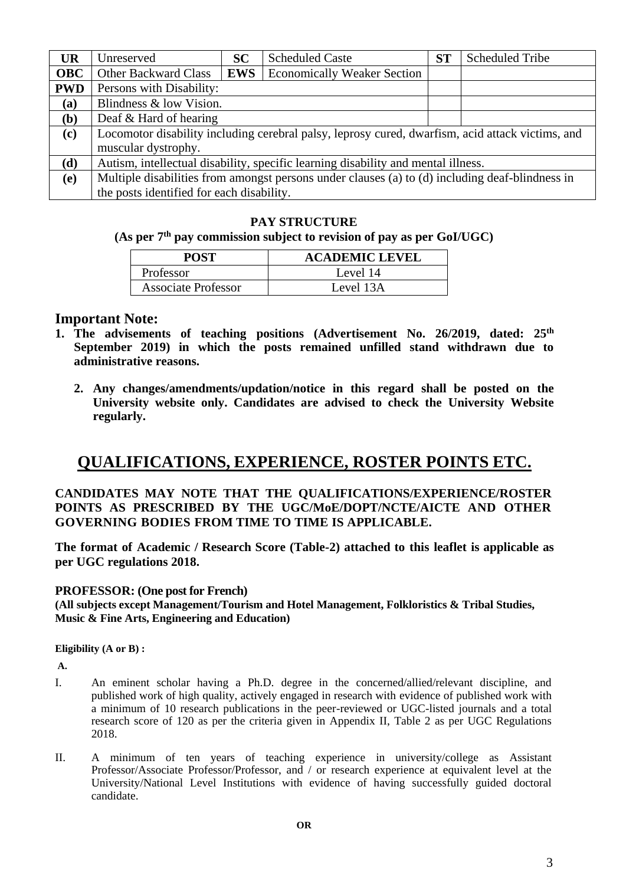| UR | Unreserved | SC | Scheduled Caste | ST | Scheduled Tribe |
|---|---|---|---|---|---|
| **OBC** | Other Backward Class | **EWS** | Economically Weaker Section | | |
| **PWD** | Persons with Disability: | | | | |
| **(a)** | Blindness & low Vision. | | | | |
| **(b)** | Deaf & Hard of hearing | | | | |
| **(c)** | Locomotor disability including cerebral palsy, leprosy cured, dwarfism, acid attack victims, and muscular dystrophy. | | | | |
| **(d)** | Autism, intellectual disability, specific learning disability and mental illness. | | | | |
| **(e)** | Multiple disabilities from amongst persons under clauses (a) to (d) including deaf-blindness in the posts identified for each disability. | | | | |

**PAY STRUCTURE**

**(As per 7th pay commission subject to revision of pay as per GoI/UGC)**

| POST | ACADEMIC LEVEL |
|---|---|
| Professor | Level 14 |
| Associate Professor | Level 13A |

## Important Note:

1. **The advisements of teaching positions (Advertisement No. 26/2019, dated: 25th September 2019) in which the posts remained unfilled stand withdrawn due to administrative reasons.**
2. **Any changes/amendments/updation/notice in this regard shall be posted on the University website only. Candidates are advised to check the University Website regularly.**

# QUALIFICATIONS, EXPERIENCE, ROSTER POINTS ETC.

**CANDIDATES MAY NOTE THAT THE QUALIFICATIONS/EXPERIENCE/ROSTER POINTS AS PRESCRIBED BY THE UGC/MoE/DOPT/NCTE/AICTE AND OTHER GOVERNING BODIES FROM TIME TO TIME IS APPLICABLE.**

**The format of Academic / Research Score (Table-2) attached to this leaflet is applicable as per UGC regulations 2018.**

**PROFESSOR: (One post for French)**

**(All subjects except Management/Tourism and Hotel Management, Folkloristics & Tribal Studies, Music & Fine Arts, Engineering and Education)**

**Eligibility (A or B) :**

**A.**

I. An eminent scholar having a Ph.D. degree in the concerned/allied/relevant discipline, and published work of high quality, actively engaged in research with evidence of published work with a minimum of 10 research publications in the peer-reviewed or UGC-listed journals and a total research score of 120 as per the criteria given in Appendix II, Table 2 as per UGC Regulations 2018.

II. A minimum of ten years of teaching experience in university/college as Assistant Professor/Associate Professor/Professor, and / or research experience at equivalent level at the University/National Level Institutions with evidence of having successfully guided doctoral candidate.

**OR**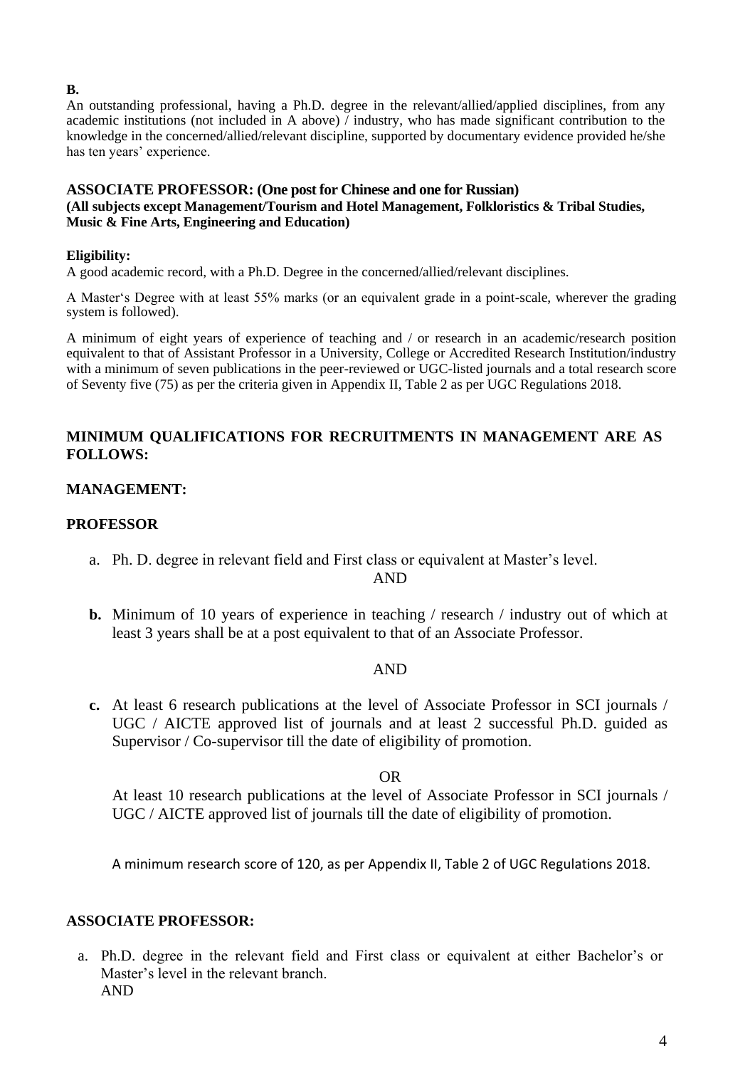**B.**

An outstanding professional, having a Ph.D. degree in the relevant/allied/applied disciplines, from any academic institutions (not included in A above) / industry, who has made significant contribution to the knowledge in the concerned/allied/relevant discipline, supported by documentary evidence provided he/she has ten years' experience.

**ASSOCIATE PROFESSOR: (One post for Chinese and one for Russian)**
**(All subjects except Management/Tourism and Hotel Management, Folkloristics & Tribal Studies, Music & Fine Arts, Engineering and Education)**

**Eligibility:**

A good academic record, with a Ph.D. Degree in the concerned/allied/relevant disciplines.

A Master's Degree with at least 55% marks (or an equivalent grade in a point-scale, wherever the grading system is followed).

A minimum of eight years of experience of teaching and / or research in an academic/research position equivalent to that of Assistant Professor in a University, College or Accredited Research Institution/industry with a minimum of seven publications in the peer-reviewed or UGC-listed journals and a total research score of Seventy five (75) as per the criteria given in Appendix II, Table 2 as per UGC Regulations 2018.

## MINIMUM QUALIFICATIONS FOR RECRUITMENTS IN MANAGEMENT ARE AS FOLLOWS:

### MANAGEMENT:

### PROFESSOR

a. Ph. D. degree in relevant field and First class or equivalent at Master's level.

AND

**b.** Minimum of 10 years of experience in teaching / research / industry out of which at least 3 years shall be at a post equivalent to that of an Associate Professor.

AND

**c.** At least 6 research publications at the level of Associate Professor in SCI journals / UGC / AICTE approved list of journals and at least 2 successful Ph.D. guided as Supervisor / Co-supervisor till the date of eligibility of promotion.

OR

At least 10 research publications at the level of Associate Professor in SCI journals / UGC / AICTE approved list of journals till the date of eligibility of promotion.

A minimum research score of 120, as per Appendix II, Table 2 of UGC Regulations 2018.

### ASSOCIATE PROFESSOR:

a. Ph.D. degree in the relevant field and First class or equivalent at either Bachelor's or Master's level in the relevant branch.

AND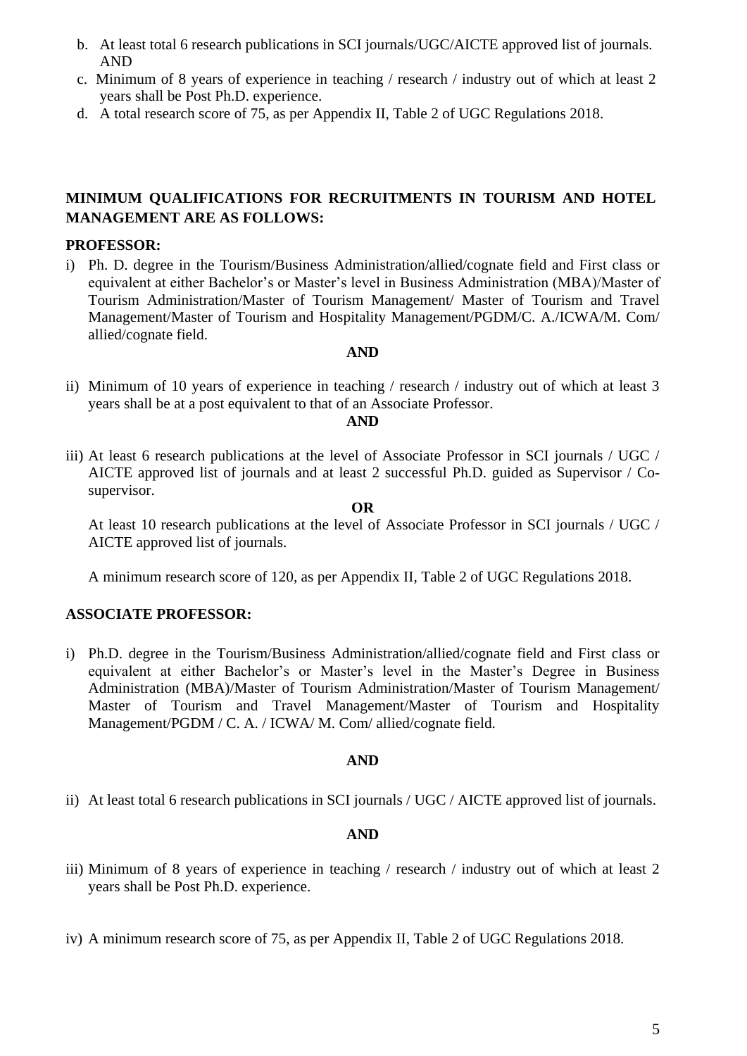b. At least total 6 research publications in SCI journals/UGC/AICTE approved list of journals. AND

c. Minimum of 8 years of experience in teaching / research / industry out of which at least 2 years shall be Post Ph.D. experience.

d. A total research score of 75, as per Appendix II, Table 2 of UGC Regulations 2018.

**MINIMUM QUALIFICATIONS FOR RECRUITMENTS IN TOURISM AND HOTEL MANAGEMENT ARE AS FOLLOWS:**

**PROFESSOR:**

i) Ph. D. degree in the Tourism/Business Administration/allied/cognate field and First class or equivalent at either Bachelor's or Master's level in Business Administration (MBA)/Master of Tourism Administration/Master of Tourism Management/ Master of Tourism and Travel Management/Master of Tourism and Hospitality Management/PGDM/C. A./ICWA/M. Com/ allied/cognate field.

**AND**

ii) Minimum of 10 years of experience in teaching / research / industry out of which at least 3 years shall be at a post equivalent to that of an Associate Professor.

**AND**

iii) At least 6 research publications at the level of Associate Professor in SCI journals / UGC / AICTE approved list of journals and at least 2 successful Ph.D. guided as Supervisor / Co-supervisor.

**OR**

At least 10 research publications at the level of Associate Professor in SCI journals / UGC / AICTE approved list of journals.

A minimum research score of 120, as per Appendix II, Table 2 of UGC Regulations 2018.

**ASSOCIATE PROFESSOR:**

i) Ph.D. degree in the Tourism/Business Administration/allied/cognate field and First class or equivalent at either Bachelor's or Master's level in the Master's Degree in Business Administration (MBA)/Master of Tourism Administration/Master of Tourism Management/ Master of Tourism and Travel Management/Master of Tourism and Hospitality Management/PGDM / C. A. / ICWA/ M. Com/ allied/cognate field.

**AND**

ii) At least total 6 research publications in SCI journals / UGC / AICTE approved list of journals.

**AND**

iii) Minimum of 8 years of experience in teaching / research / industry out of which at least 2 years shall be Post Ph.D. experience.

iv) A minimum research score of 75, as per Appendix II, Table 2 of UGC Regulations 2018.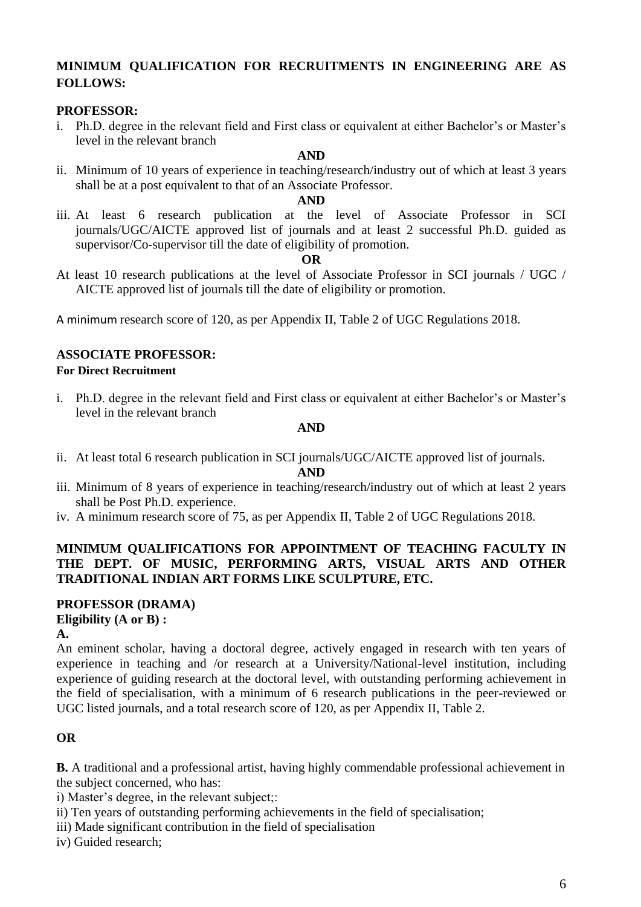## MINIMUM QUALIFICATION FOR RECRUITMENTS IN ENGINEERING ARE AS FOLLOWS:

### PROFESSOR:

i. Ph.D. degree in the relevant field and First class or equivalent at either Bachelor's or Master's level in the relevant branch

**AND**

ii. Minimum of 10 years of experience in teaching/research/industry out of which at least 3 years shall be at a post equivalent to that of an Associate Professor.

**AND**

iii. At least 6 research publication at the level of Associate Professor in SCI journals/UGC/AICTE approved list of journals and at least 2 successful Ph.D. guided as supervisor/Co-supervisor till the date of eligibility of promotion.

**OR**

At least 10 research publications at the level of Associate Professor in SCI journals / UGC / AICTE approved list of journals till the date of eligibility or promotion.

A minimum research score of 120, as per Appendix II, Table 2 of UGC Regulations 2018.

### ASSOCIATE PROFESSOR:

**For Direct Recruitment**

i. Ph.D. degree in the relevant field and First class or equivalent at either Bachelor's or Master's level in the relevant branch

**AND**

ii. At least total 6 research publication in SCI journals/UGC/AICTE approved list of journals.

**AND**

iii. Minimum of 8 years of experience in teaching/research/industry out of which at least 2 years shall be Post Ph.D. experience.

iv. A minimum research score of 75, as per Appendix II, Table 2 of UGC Regulations 2018.

## MINIMUM QUALIFICATIONS FOR APPOINTMENT OF TEACHING FACULTY IN THE DEPT. OF MUSIC, PERFORMING ARTS, VISUAL ARTS AND OTHER TRADITIONAL INDIAN ART FORMS LIKE SCULPTURE, ETC.

### PROFESSOR (DRAMA)

**Eligibility (A or B) :**

**A.**

An eminent scholar, having a doctoral degree, actively engaged in research with ten years of experience in teaching and /or research at a University/National-level institution, including experience of guiding research at the doctoral level, with outstanding performing achievement in the field of specialisation, with a minimum of 6 research publications in the peer-reviewed or UGC listed journals, and a total research score of 120, as per Appendix II, Table 2.

**OR**

**B.** A traditional and a professional artist, having highly commendable professional achievement in the subject concerned, who has:

i) Master's degree, in the relevant subject;:

ii) Ten years of outstanding performing achievements in the field of specialisation;

iii) Made significant contribution in the field of specialisation

iv) Guided research;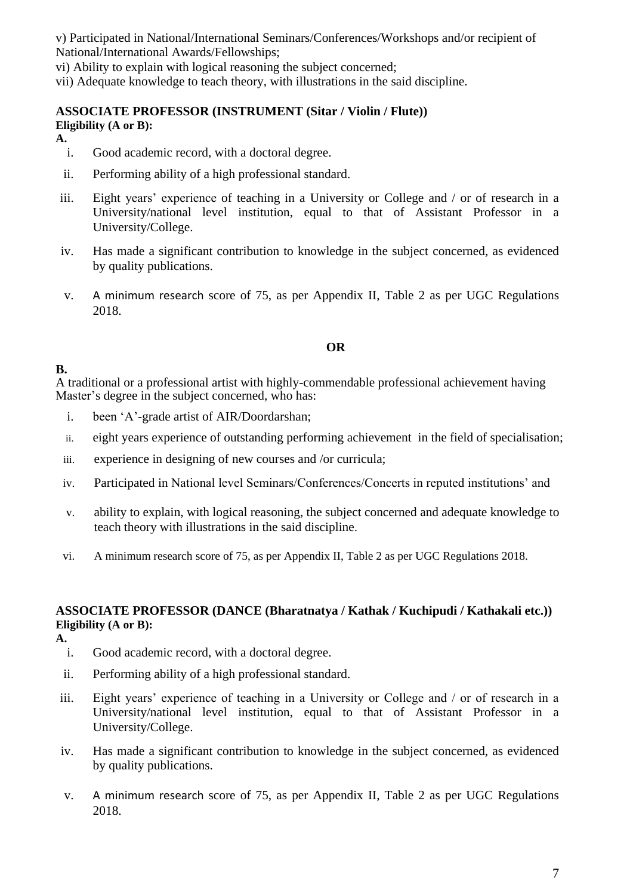v) Participated in National/International Seminars/Conferences/Workshops and/or recipient of National/International Awards/Fellowships;

vi) Ability to explain with logical reasoning the subject concerned;

vii) Adequate knowledge to teach theory, with illustrations in the said discipline.

**ASSOCIATE PROFESSOR (INSTRUMENT (Sitar / Violin / Flute))**

**Eligibility (A or B):**

**A.**

i. Good academic record, with a doctoral degree.

ii. Performing ability of a high professional standard.

iii. Eight years' experience of teaching in a University or College and / or of research in a University/national level institution, equal to that of Assistant Professor in a University/College.

iv. Has made a significant contribution to knowledge in the subject concerned, as evidenced by quality publications.

v. A minimum research score of 75, as per Appendix II, Table 2 as per UGC Regulations 2018.

**OR**

**B.**

A traditional or a professional artist with highly-commendable professional achievement having Master's degree in the subject concerned, who has:

i. been 'A'-grade artist of AIR/Doordarshan;

ii. eight years experience of outstanding performing achievement in the field of specialisation;

iii. experience in designing of new courses and /or curricula;

iv. Participated in National level Seminars/Conferences/Concerts in reputed institutions' and

v. ability to explain, with logical reasoning, the subject concerned and adequate knowledge to teach theory with illustrations in the said discipline.

vi. A minimum research score of 75, as per Appendix II, Table 2 as per UGC Regulations 2018.

**ASSOCIATE PROFESSOR (DANCE (Bharatnatya / Kathak / Kuchipudi / Kathakali etc.))**

**Eligibility (A or B):**

**A.**

i. Good academic record, with a doctoral degree.

ii. Performing ability of a high professional standard.

iii. Eight years' experience of teaching in a University or College and / or of research in a University/national level institution, equal to that of Assistant Professor in a University/College.

iv. Has made a significant contribution to knowledge in the subject concerned, as evidenced by quality publications.

v. A minimum research score of 75, as per Appendix II, Table 2 as per UGC Regulations 2018.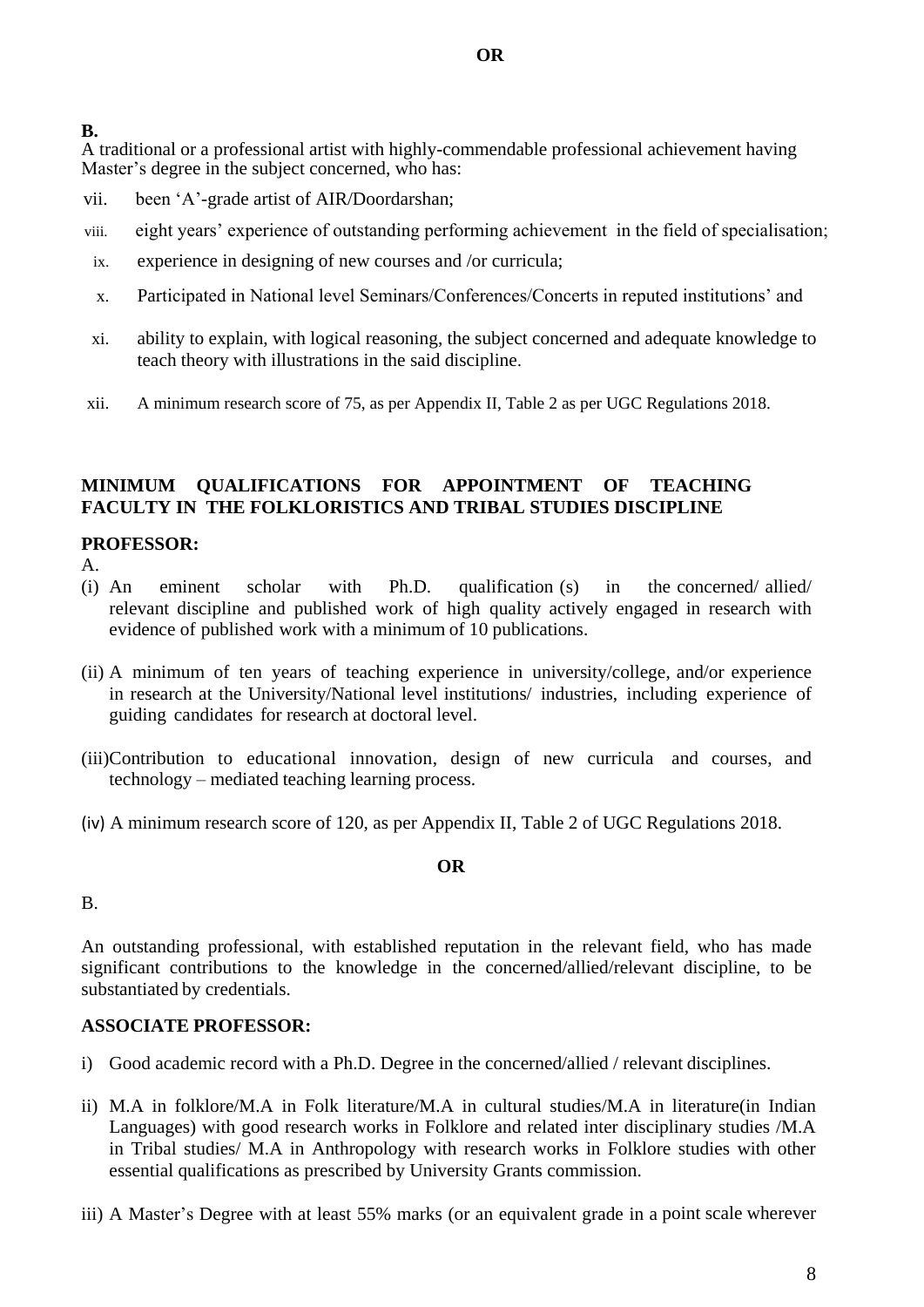**OR**

**B.**
A traditional or a professional artist with highly-commendable professional achievement having Master's degree in the subject concerned, who has:

vii. been 'A'-grade artist of AIR/Doordarshan;

viii. eight years' experience of outstanding performing achievement in the field of specialisation;

ix. experience in designing of new courses and /or curricula;

x. Participated in National level Seminars/Conferences/Concerts in reputed institutions' and

xi. ability to explain, with logical reasoning, the subject concerned and adequate knowledge to teach theory with illustrations in the said discipline.

xii. A minimum research score of 75, as per Appendix II, Table 2 as per UGC Regulations 2018.

## MINIMUM QUALIFICATIONS FOR APPOINTMENT OF TEACHING FACULTY IN THE FOLKLORISTICS AND TRIBAL STUDIES DISCIPLINE

**PROFESSOR:**

A.

(i) An eminent scholar with Ph.D. qualification (s) in the concerned/ allied/ relevant discipline and published work of high quality actively engaged in research with evidence of published work with a minimum of 10 publications.

(ii) A minimum of ten years of teaching experience in university/college, and/or experience in research at the University/National level institutions/ industries, including experience of guiding candidates for research at doctoral level.

(iii) Contribution to educational innovation, design of new curricula and courses, and technology – mediated teaching learning process.

(iv) A minimum research score of 120, as per Appendix II, Table 2 of UGC Regulations 2018.

**OR**

B.

An outstanding professional, with established reputation in the relevant field, who has made significant contributions to the knowledge in the concerned/allied/relevant discipline, to be substantiated by credentials.

**ASSOCIATE PROFESSOR:**

i) Good academic record with a Ph.D. Degree in the concerned/allied / relevant disciplines.

ii) M.A in folklore/M.A in Folk literature/M.A in cultural studies/M.A in literature(in Indian Languages) with good research works in Folklore and related inter disciplinary studies /M.A in Tribal studies/ M.A in Anthropology with research works in Folklore studies with other essential qualifications as prescribed by University Grants commission.

iii) A Master's Degree with at least 55% marks (or an equivalent grade in a point scale wherever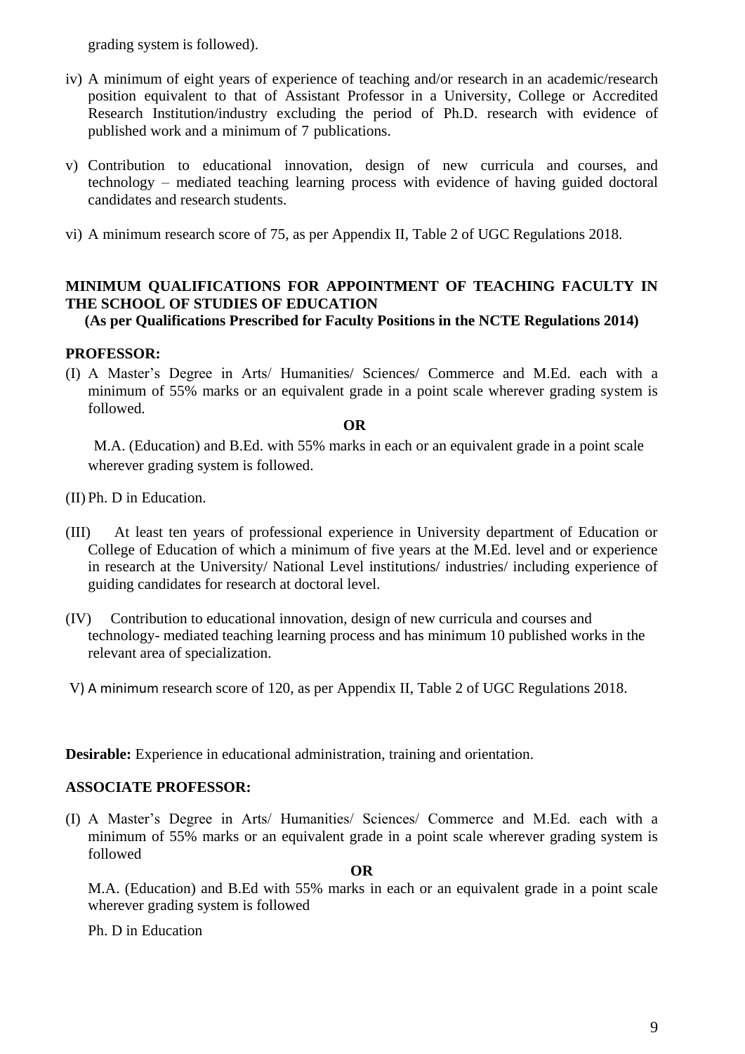grading system is followed).

iv) A minimum of eight years of experience of teaching and/or research in an academic/research position equivalent to that of Assistant Professor in a University, College or Accredited Research Institution/industry excluding the period of Ph.D. research with evidence of published work and a minimum of 7 publications.

v) Contribution to educational innovation, design of new curricula and courses, and technology – mediated teaching learning process with evidence of having guided doctoral candidates and research students.

vi) A minimum research score of 75, as per Appendix II, Table 2 of UGC Regulations 2018.

## MINIMUM QUALIFICATIONS FOR APPOINTMENT OF TEACHING FACULTY IN THE SCHOOL OF STUDIES OF EDUCATION

**(As per Qualifications Prescribed for Faculty Positions in the NCTE Regulations 2014)**

### PROFESSOR:

(I) A Master's Degree in Arts/ Humanities/ Sciences/ Commerce and M.Ed. each with a minimum of 55% marks or an equivalent grade in a point scale wherever grading system is followed.

**OR**

M.A. (Education) and B.Ed. with 55% marks in each or an equivalent grade in a point scale wherever grading system is followed.

(II) Ph. D in Education.

(III) At least ten years of professional experience in University department of Education or College of Education of which a minimum of five years at the M.Ed. level and or experience in research at the University/ National Level institutions/ industries/ including experience of guiding candidates for research at doctoral level.

(IV) Contribution to educational innovation, design of new curricula and courses and technology- mediated teaching learning process and has minimum 10 published works in the relevant area of specialization.

V) A minimum research score of 120, as per Appendix II, Table 2 of UGC Regulations 2018.

**Desirable:** Experience in educational administration, training and orientation.

### ASSOCIATE PROFESSOR:

(I) A Master's Degree in Arts/ Humanities/ Sciences/ Commerce and M.Ed. each with a minimum of 55% marks or an equivalent grade in a point scale wherever grading system is followed

**OR**

M.A. (Education) and B.Ed with 55% marks in each or an equivalent grade in a point scale wherever grading system is followed

Ph. D in Education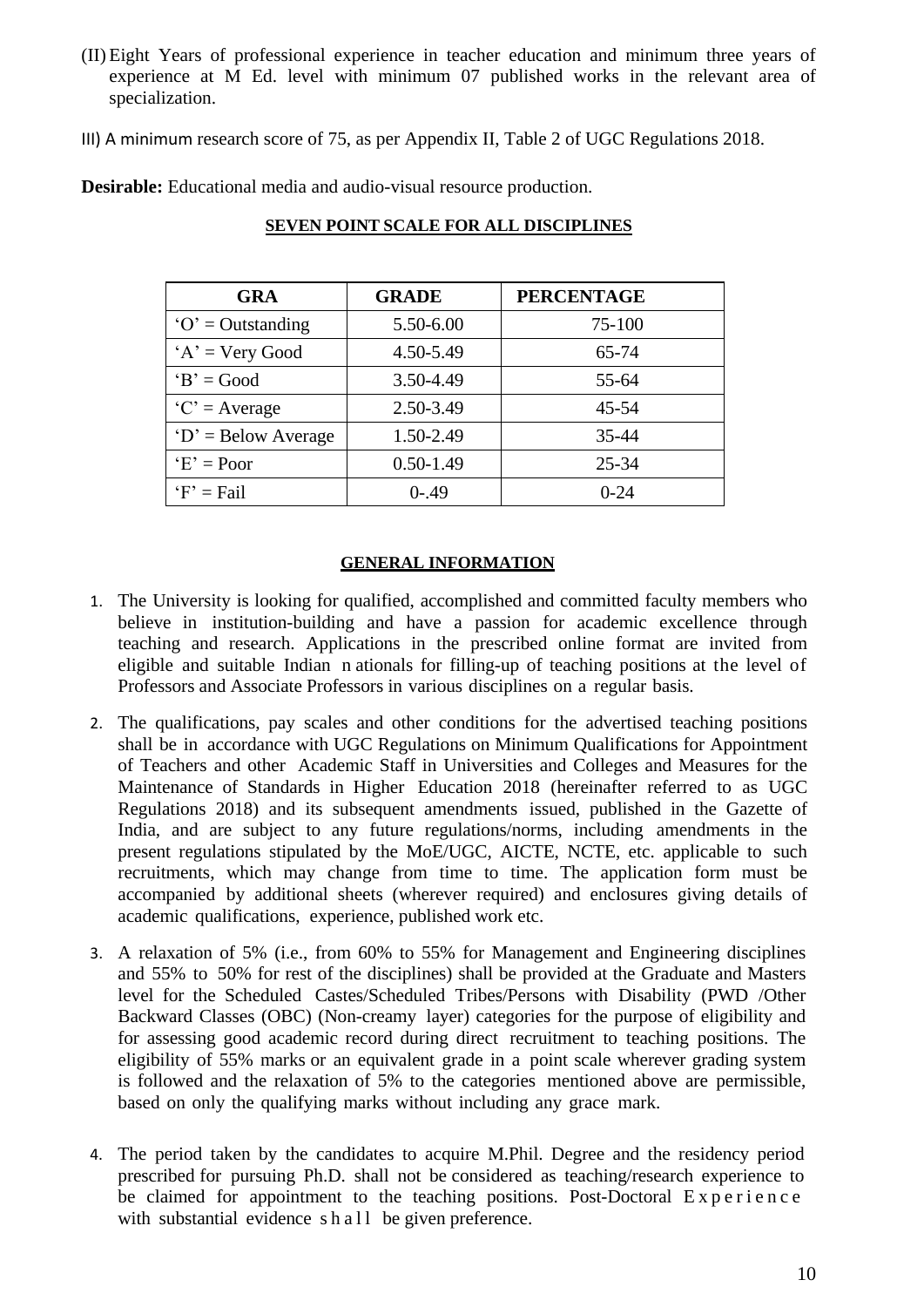(II) Eight Years of professional experience in teacher education and minimum three years of experience at M Ed. level with minimum 07 published works in the relevant area of specialization.

III) A minimum research score of 75, as per Appendix II, Table 2 of UGC Regulations 2018.

**Desirable:** Educational media and audio-visual resource production.

**SEVEN POINT SCALE FOR ALL DISCIPLINES**

| GRA | GRADE | PERCENTAGE |
|---|---|---|
| 'O' = Outstanding | 5.50-6.00 | 75-100 |
| 'A' = Very Good | 4.50-5.49 | 65-74 |
| 'B' = Good | 3.50-4.49 | 55-64 |
| 'C' = Average | 2.50-3.49 | 45-54 |
| 'D' = Below Average | 1.50-2.49 | 35-44 |
| 'E' = Poor | 0.50-1.49 | 25-34 |
| 'F' = Fail | 0-.49 | 0-24 |

**GENERAL INFORMATION**

1. The University is looking for qualified, accomplished and committed faculty members who believe in institution-building and have a passion for academic excellence through teaching and research. Applications in the prescribed online format are invited from eligible and suitable Indian nationals for filling-up of teaching positions at the level of Professors and Associate Professors in various disciplines on a regular basis.

2. The qualifications, pay scales and other conditions for the advertised teaching positions shall be in accordance with UGC Regulations on Minimum Qualifications for Appointment of Teachers and other Academic Staff in Universities and Colleges and Measures for the Maintenance of Standards in Higher Education 2018 (hereinafter referred to as UGC Regulations 2018) and its subsequent amendments issued, published in the Gazette of India, and are subject to any future regulations/norms, including amendments in the present regulations stipulated by the MoE/UGC, AICTE, NCTE, etc. applicable to such recruitments, which may change from time to time. The application form must be accompanied by additional sheets (wherever required) and enclosures giving details of academic qualifications, experience, published work etc.

3. A relaxation of 5% (i.e., from 60% to 55% for Management and Engineering disciplines and 55% to 50% for rest of the disciplines) shall be provided at the Graduate and Masters level for the Scheduled Castes/Scheduled Tribes/Persons with Disability (PWD /Other Backward Classes (OBC) (Non-creamy layer) categories for the purpose of eligibility and for assessing good academic record during direct recruitment to teaching positions. The eligibility of 55% marks or an equivalent grade in a point scale wherever grading system is followed and the relaxation of 5% to the categories mentioned above are permissible, based on only the qualifying marks without including any grace mark.

4. The period taken by the candidates to acquire M.Phil. Degree and the residency period prescribed for pursuing Ph.D. shall not be considered as teaching/research experience to be claimed for appointment to the teaching positions. Post-Doctoral Experience with substantial evidence shall be given preference.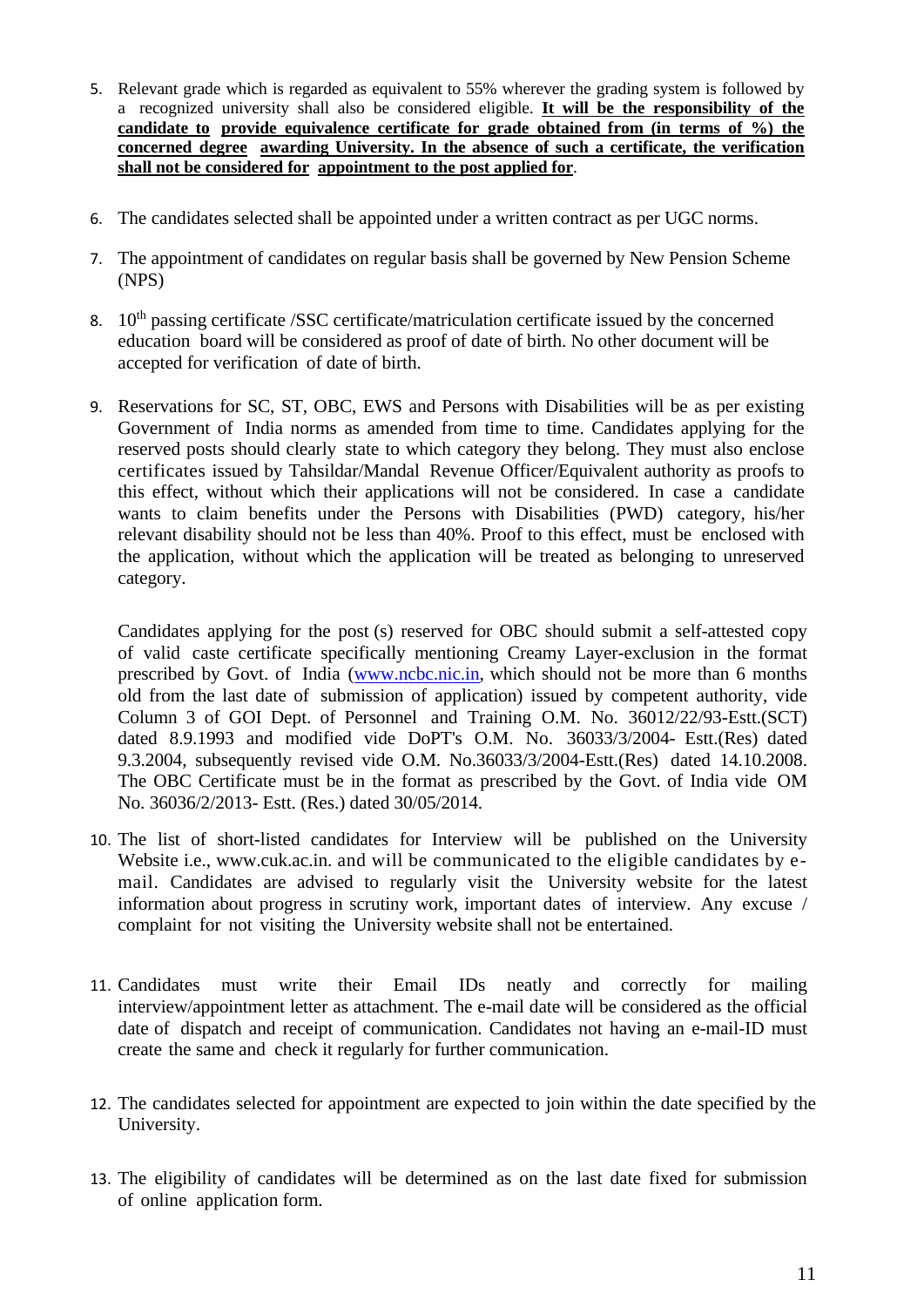5. Relevant grade which is regarded as equivalent to 55% wherever the grading system is followed by a recognized university shall also be considered eligible. **It will be the responsibility of the candidate to provide equivalence certificate for grade obtained from (in terms of %) the concerned degree awarding University. In the absence of such a certificate, the verification shall not be considered for appointment to the post applied for**.

6. The candidates selected shall be appointed under a written contract as per UGC norms.

7. The appointment of candidates on regular basis shall be governed by New Pension Scheme (NPS)

8. 10th passing certificate /SSC certificate/matriculation certificate issued by the concerned education board will be considered as proof of date of birth. No other document will be accepted for verification of date of birth.

9. Reservations for SC, ST, OBC, EWS and Persons with Disabilities will be as per existing Government of India norms as amended from time to time. Candidates applying for the reserved posts should clearly state to which category they belong. They must also enclose certificates issued by Tahsildar/Mandal Revenue Officer/Equivalent authority as proofs to this effect, without which their applications will not be considered. In case a candidate wants to claim benefits under the Persons with Disabilities (PWD) category, his/her relevant disability should not be less than 40%. Proof to this effect, must be enclosed with the application, without which the application will be treated as belonging to unreserved category.

   Candidates applying for the post (s) reserved for OBC should submit a self-attested copy of valid caste certificate specifically mentioning Creamy Layer-exclusion in the format prescribed by Govt. of India (www.ncbc.nic.in, which should not be more than 6 months old from the last date of submission of application) issued by competent authority, vide Column 3 of GOI Dept. of Personnel and Training O.M. No. 36012/22/93-Estt.(SCT) dated 8.9.1993 and modified vide DoPT's O.M. No. 36033/3/2004- Estt.(Res) dated 9.3.2004, subsequently revised vide O.M. No.36033/3/2004-Estt.(Res) dated 14.10.2008. The OBC Certificate must be in the format as prescribed by the Govt. of India vide OM No. 36036/2/2013- Estt. (Res.) dated 30/05/2014.

10. The list of short-listed candidates for Interview will be published on the University Website i.e., www.cuk.ac.in. and will be communicated to the eligible candidates by e-mail. Candidates are advised to regularly visit the University website for the latest information about progress in scrutiny work, important dates of interview. Any excuse / complaint for not visiting the University website shall not be entertained.

11. Candidates must write their Email IDs neatly and correctly for mailing interview/appointment letter as attachment. The e-mail date will be considered as the official date of dispatch and receipt of communication. Candidates not having an e-mail-ID must create the same and check it regularly for further communication.

12. The candidates selected for appointment are expected to join within the date specified by the University.

13. The eligibility of candidates will be determined as on the last date fixed for submission of online application form.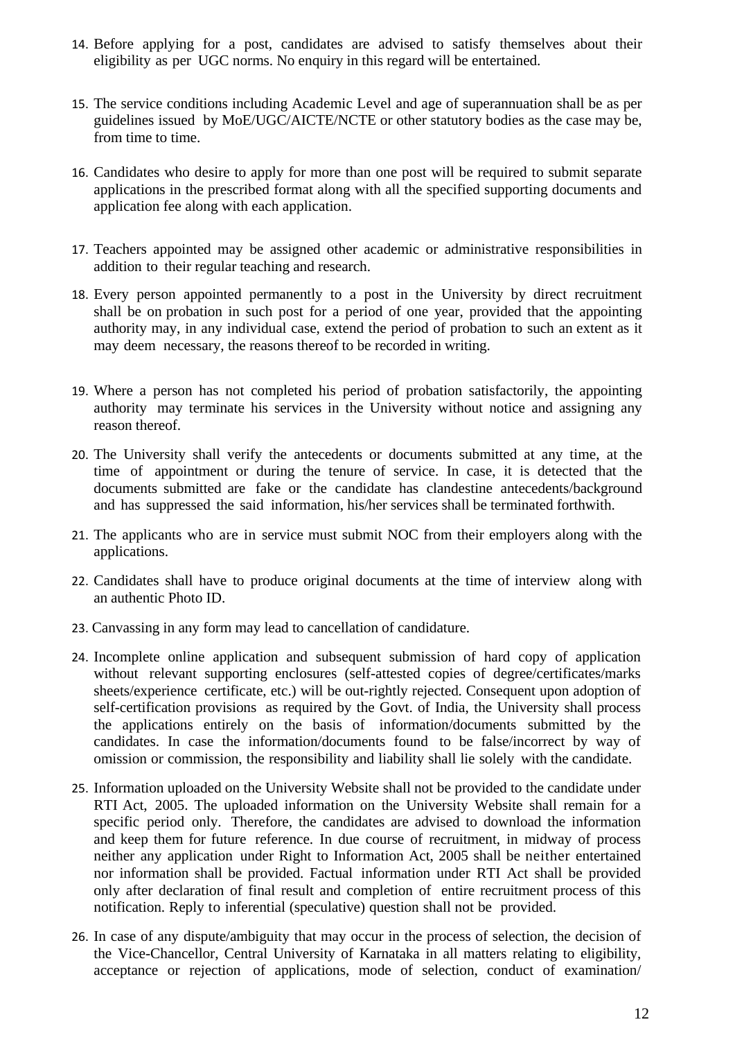14. Before applying for a post, candidates are advised to satisfy themselves about their eligibility as per UGC norms. No enquiry in this regard will be entertained.

15. The service conditions including Academic Level and age of superannuation shall be as per guidelines issued by MoE/UGC/AICTE/NCTE or other statutory bodies as the case may be, from time to time.

16. Candidates who desire to apply for more than one post will be required to submit separate applications in the prescribed format along with all the specified supporting documents and application fee along with each application.

17. Teachers appointed may be assigned other academic or administrative responsibilities in addition to their regular teaching and research.

18. Every person appointed permanently to a post in the University by direct recruitment shall be on probation in such post for a period of one year, provided that the appointing authority may, in any individual case, extend the period of probation to such an extent as it may deem necessary, the reasons thereof to be recorded in writing.

19. Where a person has not completed his period of probation satisfactorily, the appointing authority may terminate his services in the University without notice and assigning any reason thereof.

20. The University shall verify the antecedents or documents submitted at any time, at the time of appointment or during the tenure of service. In case, it is detected that the documents submitted are fake or the candidate has clandestine antecedents/background and has suppressed the said information, his/her services shall be terminated forthwith.

21. The applicants who are in service must submit NOC from their employers along with the applications.

22. Candidates shall have to produce original documents at the time of interview along with an authentic Photo ID.

23. Canvassing in any form may lead to cancellation of candidature.

24. Incomplete online application and subsequent submission of hard copy of application without relevant supporting enclosures (self-attested copies of degree/certificates/marks sheets/experience certificate, etc.) will be out-rightly rejected. Consequent upon adoption of self-certification provisions as required by the Govt. of India, the University shall process the applications entirely on the basis of information/documents submitted by the candidates. In case the information/documents found to be false/incorrect by way of omission or commission, the responsibility and liability shall lie solely with the candidate.

25. Information uploaded on the University Website shall not be provided to the candidate under RTI Act, 2005. The uploaded information on the University Website shall remain for a specific period only. Therefore, the candidates are advised to download the information and keep them for future reference. In due course of recruitment, in midway of process neither any application under Right to Information Act, 2005 shall be neither entertained nor information shall be provided. Factual information under RTI Act shall be provided only after declaration of final result and completion of entire recruitment process of this notification. Reply to inferential (speculative) question shall not be provided.

26. In case of any dispute/ambiguity that may occur in the process of selection, the decision of the Vice-Chancellor, Central University of Karnataka in all matters relating to eligibility, acceptance or rejection of applications, mode of selection, conduct of examination/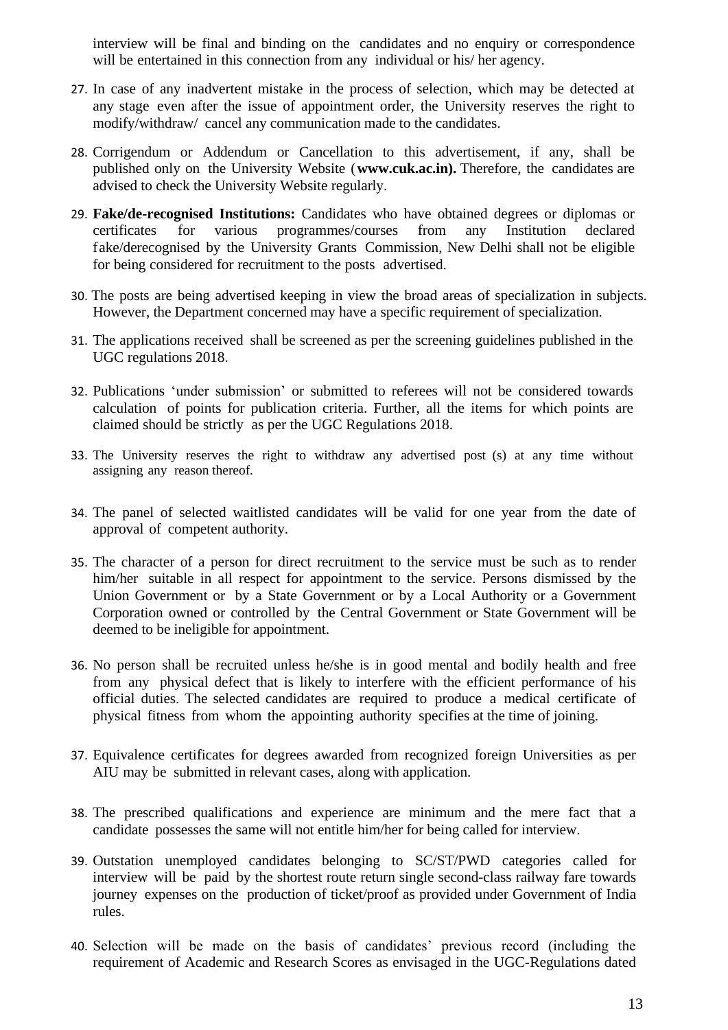interview will be final and binding on the candidates and no enquiry or correspondence will be entertained in this connection from any individual or his/ her agency.

27. In case of any inadvertent mistake in the process of selection, which may be detected at any stage even after the issue of appointment order, the University reserves the right to modify/withdraw/ cancel any communication made to the candidates.

28. Corrigendum or Addendum or Cancellation to this advertisement, if any, shall be published only on the University Website (**www.cuk.ac.in).** Therefore, the candidates are advised to check the University Website regularly.

29. **Fake/de-recognised Institutions:** Candidates who have obtained degrees or diplomas or certificates for various programmes/courses from any Institution declared fake/derecognised by the University Grants Commission, New Delhi shall not be eligible for being considered for recruitment to the posts advertised.

30. The posts are being advertised keeping in view the broad areas of specialization in subjects. However, the Department concerned may have a specific requirement of specialization.

31. The applications received shall be screened as per the screening guidelines published in the UGC regulations 2018.

32. Publications 'under submission' or submitted to referees will not be considered towards calculation of points for publication criteria. Further, all the items for which points are claimed should be strictly as per the UGC Regulations 2018.

33. The University reserves the right to withdraw any advertised post (s) at any time without assigning any reason thereof.

34. The panel of selected waitlisted candidates will be valid for one year from the date of approval of competent authority.

35. The character of a person for direct recruitment to the service must be such as to render him/her suitable in all respect for appointment to the service. Persons dismissed by the Union Government or by a State Government or by a Local Authority or a Government Corporation owned or controlled by the Central Government or State Government will be deemed to be ineligible for appointment.

36. No person shall be recruited unless he/she is in good mental and bodily health and free from any physical defect that is likely to interfere with the efficient performance of his official duties. The selected candidates are required to produce a medical certificate of physical fitness from whom the appointing authority specifies at the time of joining.

37. Equivalence certificates for degrees awarded from recognized foreign Universities as per AIU may be submitted in relevant cases, along with application.

38. The prescribed qualifications and experience are minimum and the mere fact that a candidate possesses the same will not entitle him/her for being called for interview.

39. Outstation unemployed candidates belonging to SC/ST/PWD categories called for interview will be paid by the shortest route return single second-class railway fare towards journey expenses on the production of ticket/proof as provided under Government of India rules.

40. Selection will be made on the basis of candidates' previous record (including the requirement of Academic and Research Scores as envisaged in the UGC-Regulations dated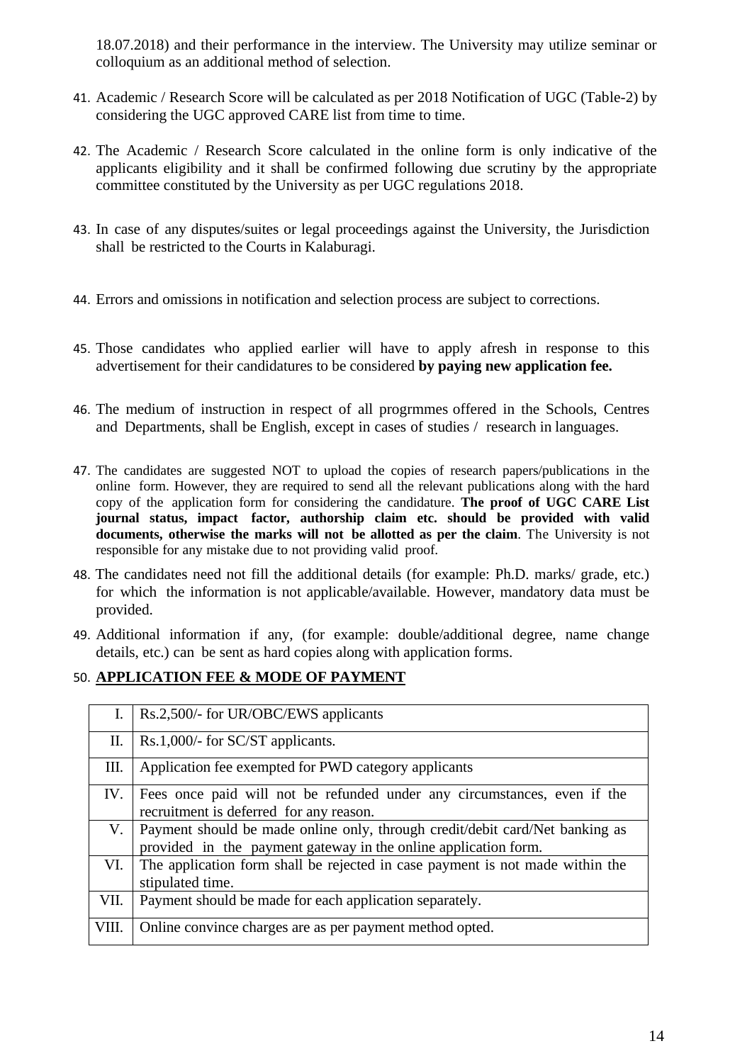18.07.2018) and their performance in the interview. The University may utilize seminar or colloquium as an additional method of selection.

41. Academic / Research Score will be calculated as per 2018 Notification of UGC (Table-2) by considering the UGC approved CARE list from time to time.

42. The Academic / Research Score calculated in the online form is only indicative of the applicants eligibility and it shall be confirmed following due scrutiny by the appropriate committee constituted by the University as per UGC regulations 2018.

43. In case of any disputes/suites or legal proceedings against the University, the Jurisdiction shall be restricted to the Courts in Kalaburagi.

44. Errors and omissions in notification and selection process are subject to corrections.

45. Those candidates who applied earlier will have to apply afresh in response to this advertisement for their candidatures to be considered **by paying new application fee.**

46. The medium of instruction in respect of all progrmmes offered in the Schools, Centres and Departments, shall be English, except in cases of studies / research in languages.

47. The candidates are suggested NOT to upload the copies of research papers/publications in the online form. However, they are required to send all the relevant publications along with the hard copy of the application form for considering the candidature. **The proof of UGC CARE List journal status, impact factor, authorship claim etc. should be provided with valid documents, otherwise the marks will not be allotted as per the claim**. The University is not responsible for any mistake due to not providing valid proof.

48. The candidates need not fill the additional details (for example: Ph.D. marks/ grade, etc.) for which the information is not applicable/available. However, mandatory data must be provided.

49. Additional information if any, (for example: double/additional degree, name change details, etc.) can be sent as hard copies along with application forms.

50. **APPLICATION FEE & MODE OF PAYMENT**

| | |
|---|---|
| I. | Rs.2,500/- for UR/OBC/EWS applicants |
| II. | Rs.1,000/- for SC/ST applicants. |
| III. | Application fee exempted for PWD category applicants |
| IV. | Fees once paid will not be refunded under any circumstances, even if the recruitment is deferred for any reason. |
| V. | Payment should be made online only, through credit/debit card/Net banking as provided in the payment gateway in the online application form. |
| VI. | The application form shall be rejected in case payment is not made within the stipulated time. |
| VII. | Payment should be made for each application separately. |
| VIII. | Online convince charges are as per payment method opted. |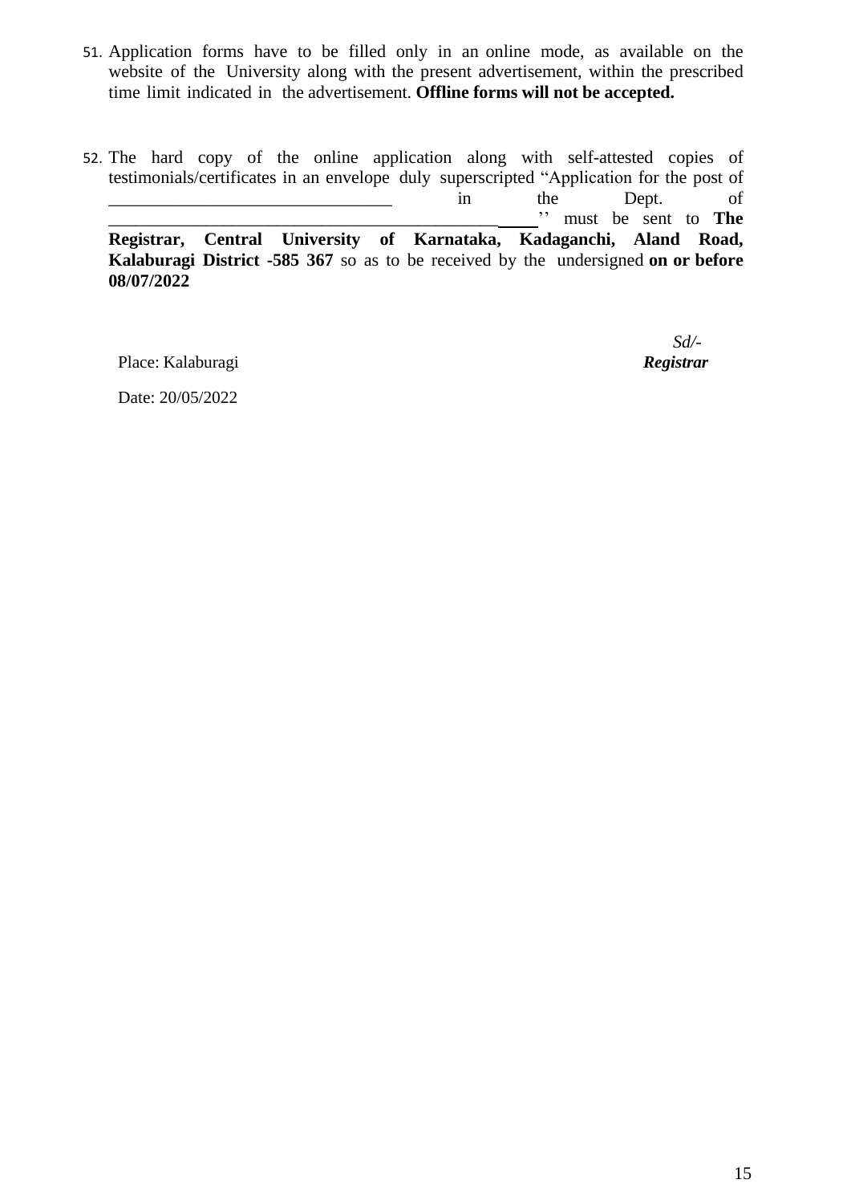51. Application forms have to be filled only in an online mode, as available on the website of the University along with the present advertisement, within the prescribed time limit indicated in the advertisement. **Offline forms will not be accepted.**

52. The hard copy of the online application along with self-attested copies of testimonials/certificates in an envelope duly superscripted "Application for the post of ________________________________ in the Dept. of ______________________________________________'' must be sent to **The Registrar, Central University of Karnataka, Kadaganchi, Aland Road, Kalaburagi District -585 367** so as to be received by the undersigned **on or before 08/07/2022**

*Sd/-*

Place: Kalaburagi ***Registrar***

Date: 20/05/2022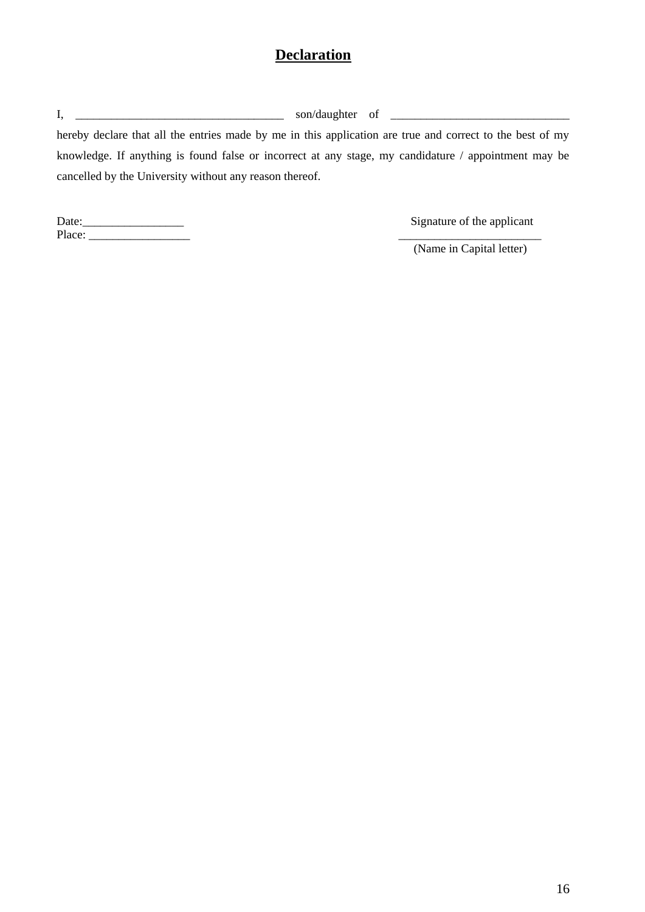## **Declaration**

I, ___________________________________ son/daughter of ______________________________ hereby declare that all the entries made by me in this application are true and correct to the best of my knowledge. If anything is found false or incorrect at any stage, my candidature / appointment may be cancelled by the University without any reason thereof.

Date:_________________

Place: _________________

Signature of the applicant

________________________

(Name in Capital letter)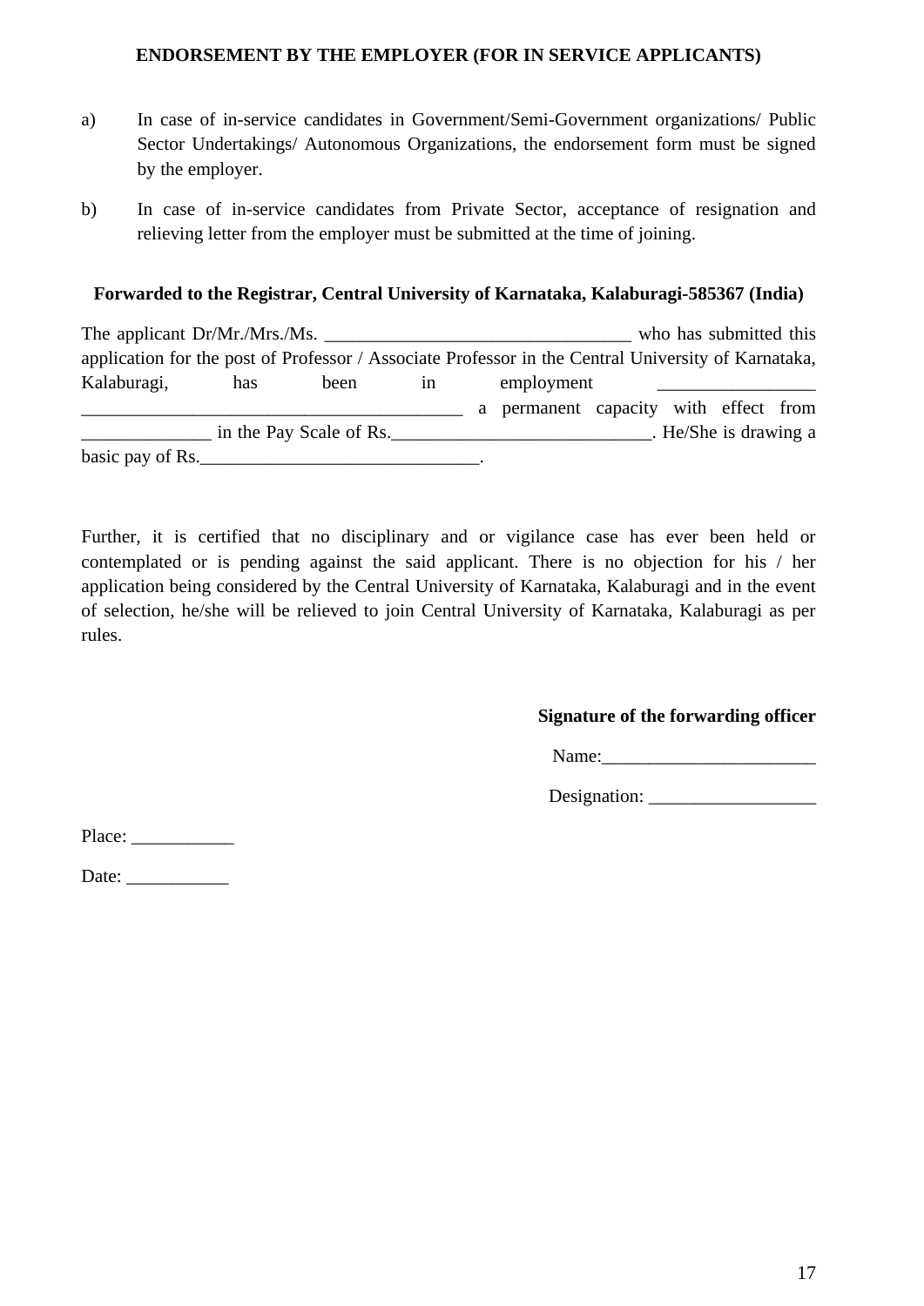## ENDORSEMENT BY THE EMPLOYER (FOR IN SERVICE APPLICANTS)

a) In case of in-service candidates in Government/Semi-Government organizations/ Public Sector Undertakings/ Autonomous Organizations, the endorsement form must be signed by the employer.

b) In case of in-service candidates from Private Sector, acceptance of resignation and relieving letter from the employer must be submitted at the time of joining.

**Forwarded to the Registrar, Central University of Karnataka, Kalaburagi-585367 (India)**

The applicant Dr/Mr./Mrs./Ms. _________________________________ who has submitted this application for the post of Professor / Associate Professor in the Central University of Karnataka, Kalaburagi, has been in employment _________________ ________________________________________ a permanent capacity with effect from ______________ in the Pay Scale of Rs.____________________________. He/She is drawing a basic pay of Rs.______________________________.

Further, it is certified that no disciplinary and or vigilance case has ever been held or contemplated or is pending against the said applicant. There is no objection for his / her application being considered by the Central University of Karnataka, Kalaburagi and in the event of selection, he/she will be relieved to join Central University of Karnataka, Kalaburagi as per rules.

**Signature of the forwarding officer**

Name:_______________________

Designation: __________________

Place: ___________

Date: ___________